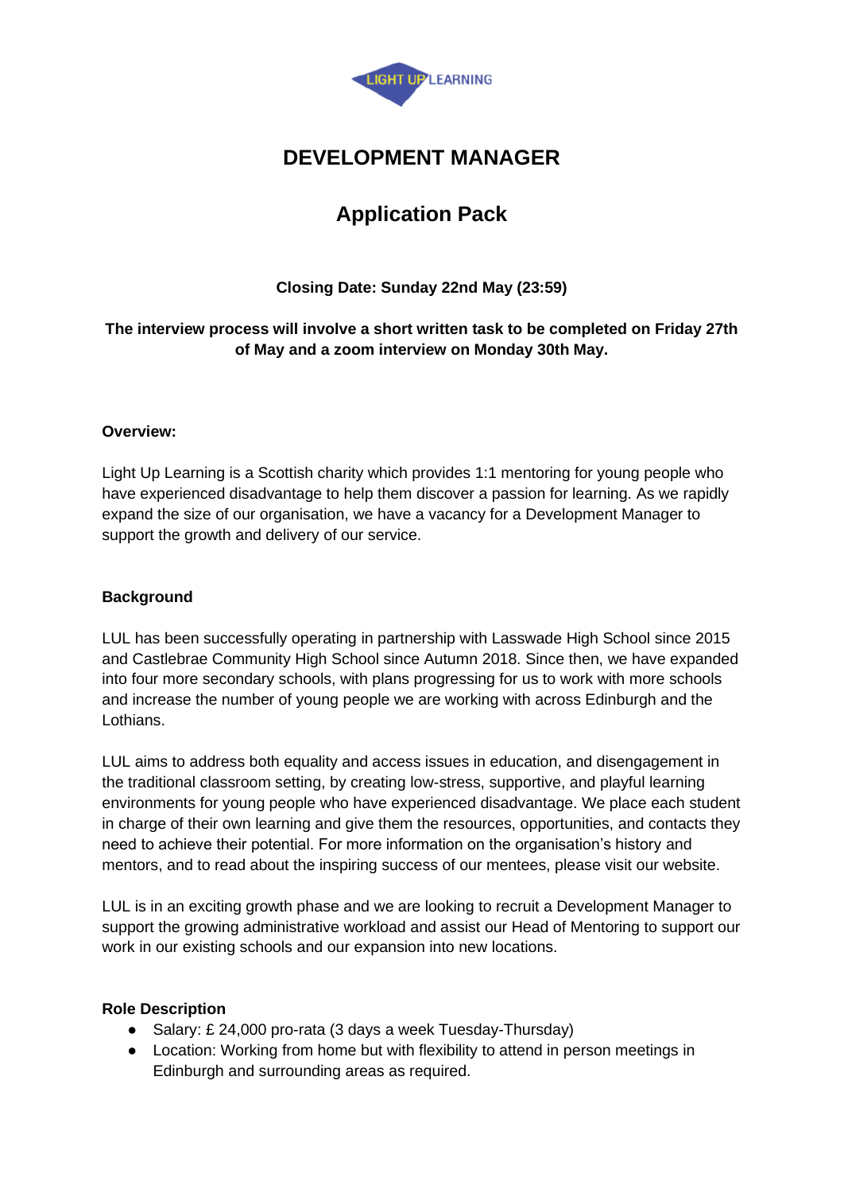LIGHT UP LEARNING

# DEVELOPMENT MANAGER

## Application Pack

**Closing Date: Sunday 22nd May (23:59)**

**The interview process will involve a short written task to be completed on Friday 27th of May and a zoom interview on Monday 30th May.**

**Overview:**

Light Up Learning is a Scottish charity which provides 1:1 mentoring for young people who have experienced disadvantage to help them discover a passion for learning. As we rapidly expand the size of our organisation, we have a vacancy for a Development Manager to support the growth and delivery of our service.

**Background**

LUL has been successfully operating in partnership with Lasswade High School since 2015 and Castlebrae Community High School since Autumn 2018. Since then, we have expanded into four more secondary schools, with plans progressing for us to work with more schools and increase the number of young people we are working with across Edinburgh and the Lothians.

LUL aims to address both equality and access issues in education, and disengagement in the traditional classroom setting, by creating low-stress, supportive, and playful learning environments for young people who have experienced disadvantage. We place each student in charge of their own learning and give them the resources, opportunities, and contacts they need to achieve their potential. For more information on the organisation's history and mentors, and to read about the inspiring success of our mentees, please visit our website.

LUL is in an exciting growth phase and we are looking to recruit a Development Manager to support the growing administrative workload and assist our Head of Mentoring to support our work in our existing schools and our expansion into new locations.

**Role Description**

- Salary: £ 24,000 pro-rata (3 days a week Tuesday-Thursday)
- Location: Working from home but with flexibility to attend in person meetings in Edinburgh and surrounding areas as required.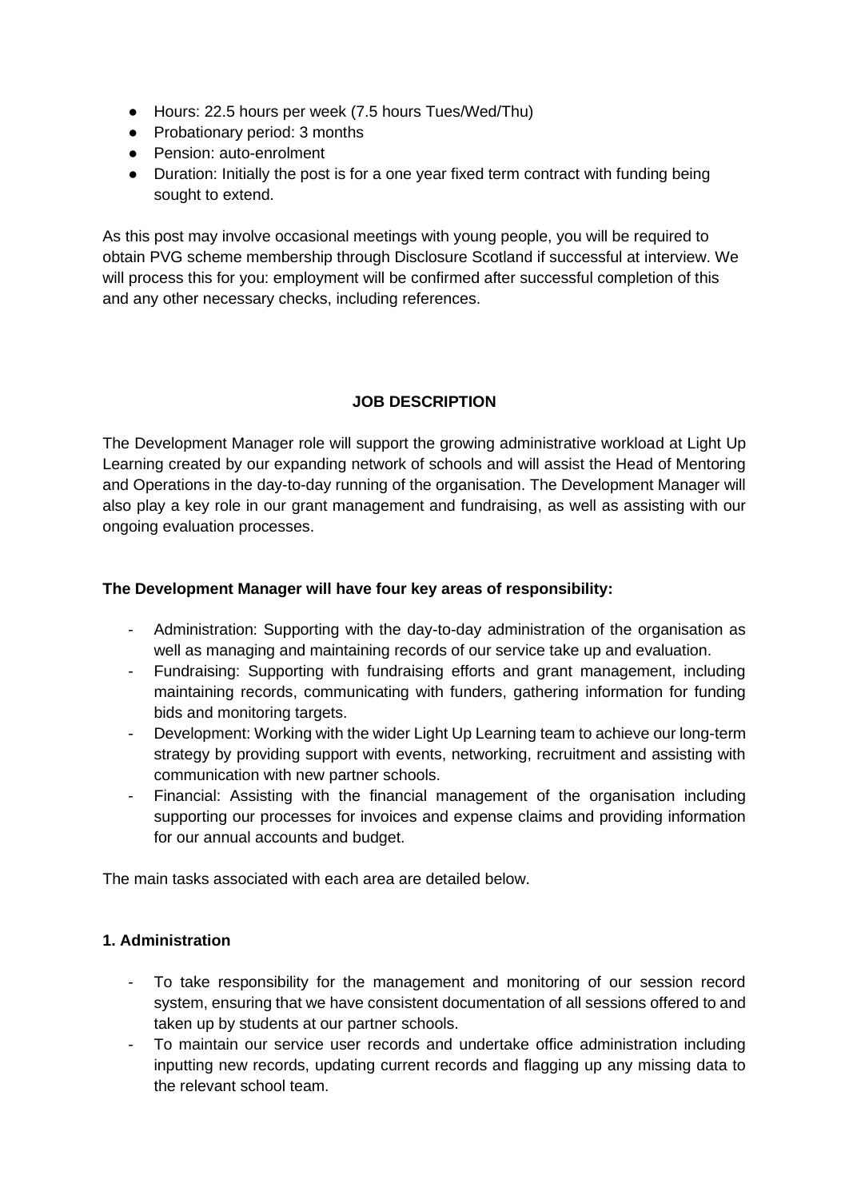- Hours: 22.5 hours per week (7.5 hours Tues/Wed/Thu)
- Probationary period: 3 months
- Pension: auto-enrolment
- Duration: Initially the post is for a one year fixed term contract with funding being sought to extend.

As this post may involve occasional meetings with young people, you will be required to obtain PVG scheme membership through Disclosure Scotland if successful at interview. We will process this for you: employment will be confirmed after successful completion of this and any other necessary checks, including references.

## JOB DESCRIPTION

The Development Manager role will support the growing administrative workload at Light Up Learning created by our expanding network of schools and will assist the Head of Mentoring and Operations in the day-to-day running of the organisation. The Development Manager will also play a key role in our grant management and fundraising, as well as assisting with our ongoing evaluation processes.

**The Development Manager will have four key areas of responsibility:**

- Administration: Supporting with the day-to-day administration of the organisation as well as managing and maintaining records of our service take up and evaluation.
- Fundraising: Supporting with fundraising efforts and grant management, including maintaining records, communicating with funders, gathering information for funding bids and monitoring targets.
- Development: Working with the wider Light Up Learning team to achieve our long-term strategy by providing support with events, networking, recruitment and assisting with communication with new partner schools.
- Financial: Assisting with the financial management of the organisation including supporting our processes for invoices and expense claims and providing information for our annual accounts and budget.

The main tasks associated with each area are detailed below.

### 1. Administration

- To take responsibility for the management and monitoring of our session record system, ensuring that we have consistent documentation of all sessions offered to and taken up by students at our partner schools.
- To maintain our service user records and undertake office administration including inputting new records, updating current records and flagging up any missing data to the relevant school team.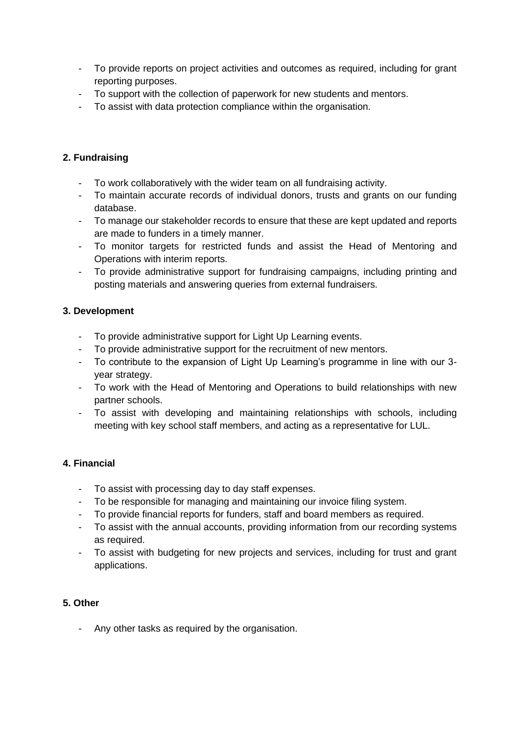- To provide reports on project activities and outcomes as required, including for grant reporting purposes.
- To support with the collection of paperwork for new students and mentors.
- To assist with data protection compliance within the organisation.

**2. Fundraising**

- To work collaboratively with the wider team on all fundraising activity.
- To maintain accurate records of individual donors, trusts and grants on our funding database.
- To manage our stakeholder records to ensure that these are kept updated and reports are made to funders in a timely manner.
- To monitor targets for restricted funds and assist the Head of Mentoring and Operations with interim reports.
- To provide administrative support for fundraising campaigns, including printing and posting materials and answering queries from external fundraisers.

**3. Development**

- To provide administrative support for Light Up Learning events.
- To provide administrative support for the recruitment of new mentors.
- To contribute to the expansion of Light Up Learning's programme in line with our 3-year strategy.
- To work with the Head of Mentoring and Operations to build relationships with new partner schools.
- To assist with developing and maintaining relationships with schools, including meeting with key school staff members, and acting as a representative for LUL.

**4. Financial**

- To assist with processing day to day staff expenses.
- To be responsible for managing and maintaining our invoice filing system.
- To provide financial reports for funders, staff and board members as required.
- To assist with the annual accounts, providing information from our recording systems as required.
- To assist with budgeting for new projects and services, including for trust and grant applications.

**5. Other**

- Any other tasks as required by the organisation.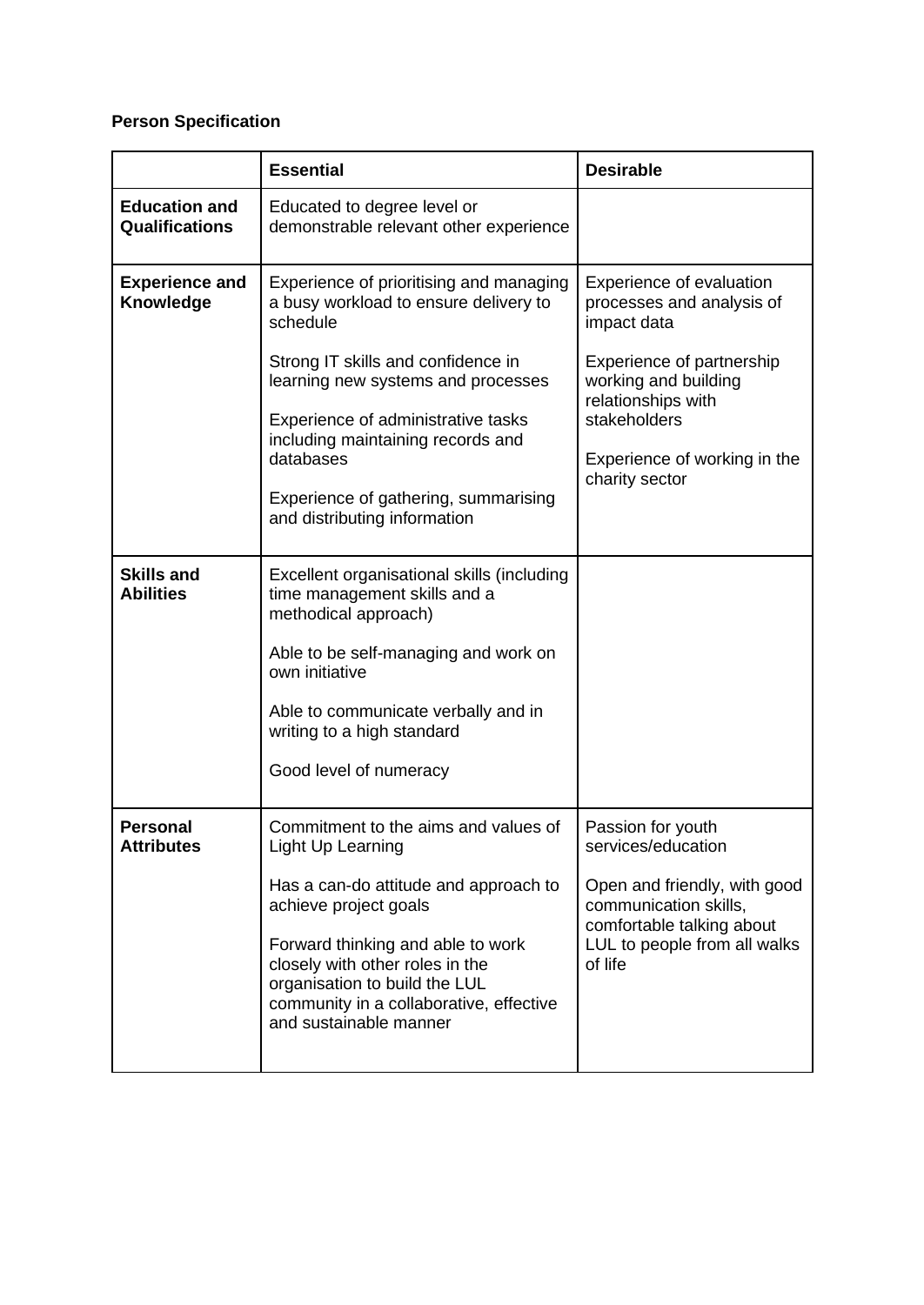**Person Specification**

| | Essential | Desirable |
|---|---|---|
| **Education and Qualifications** | Educated to degree level or demonstrable relevant other experience | |
| **Experience and Knowledge** | Experience of prioritising and managing a busy workload to ensure delivery to schedule<br><br>Strong IT skills and confidence in learning new systems and processes<br><br>Experience of administrative tasks including maintaining records and databases<br><br>Experience of gathering, summarising and distributing information | Experience of evaluation processes and analysis of impact data<br><br>Experience of partnership working and building relationships with stakeholders<br><br>Experience of working in the charity sector |
| **Skills and Abilities** | Excellent organisational skills (including time management skills and a methodical approach)<br><br>Able to be self-managing and work on own initiative<br><br>Able to communicate verbally and in writing to a high standard<br><br>Good level of numeracy | |
| **Personal Attributes** | Commitment to the aims and values of Light Up Learning<br><br>Has a can-do attitude and approach to achieve project goals<br><br>Forward thinking and able to work closely with other roles in the organisation to build the LUL community in a collaborative, effective and sustainable manner | Passion for youth services/education<br><br>Open and friendly, with good communication skills, comfortable talking about LUL to people from all walks of life |